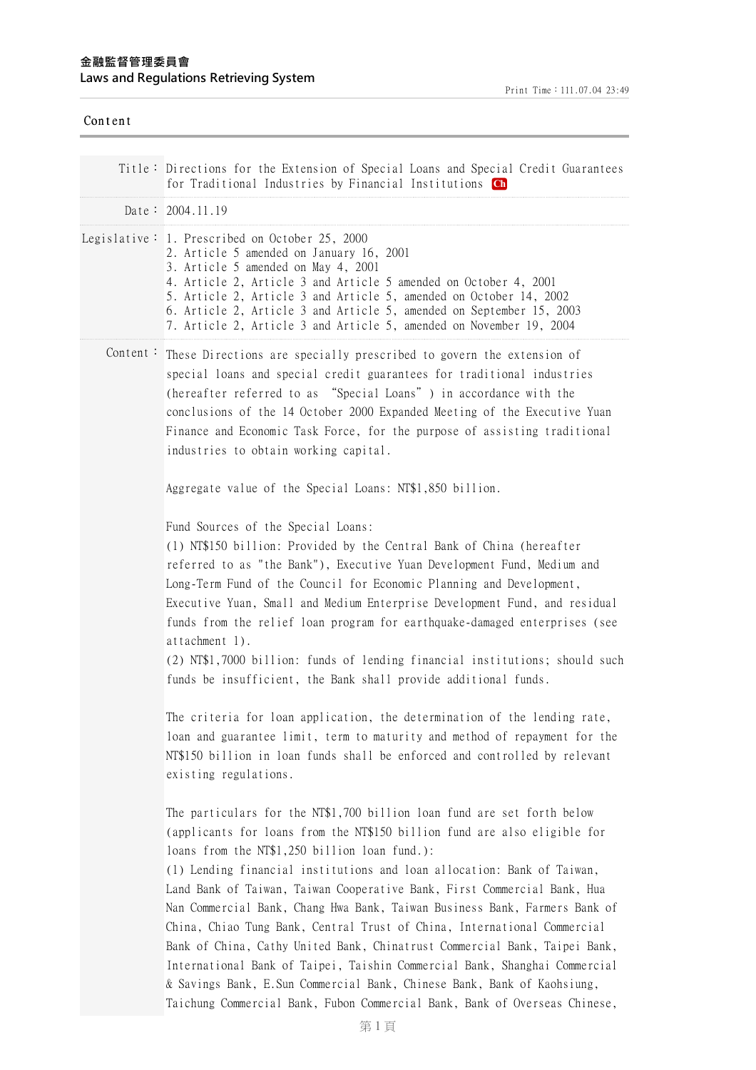金融監督管理委員會
Laws and Regulations Retrieving System

Content

| | |
|---|---|
| Title： | Directions for the Extension of Special Loans and Special Credit Guarantees for Traditional Industries by Financial Institutions Ch |
| Date： | 2004.11.19 |
| Legislative： | 1. Prescribed on October 25, 2000<br>2. Article 5 amended on January 16, 2001<br>3. Article 5 amended on May 4, 2001<br>4. Article 2, Article 3 and Article 5 amended on October 4, 2001<br>5. Article 2, Article 3 and Article 5, amended on October 14, 2002<br>6. Article 2, Article 3 and Article 5, amended on September 15, 2003<br>7. Article 2, Article 3 and Article 5, amended on November 19, 2004 |

Content：

These Directions are specially prescribed to govern the extension of special loans and special credit guarantees for traditional industries (hereafter referred to as "Special Loans") in accordance with the conclusions of the 14 October 2000 Expanded Meeting of the Executive Yuan Finance and Economic Task Force, for the purpose of assisting traditional industries to obtain working capital.

Aggregate value of the Special Loans: NT$1,850 billion.

Fund Sources of the Special Loans:
(1) NT$150 billion: Provided by the Central Bank of China (hereafter referred to as "the Bank"), Executive Yuan Development Fund, Medium and Long-Term Fund of the Council for Economic Planning and Development, Executive Yuan, Small and Medium Enterprise Development Fund, and residual funds from the relief loan program for earthquake-damaged enterprises (see attachment 1).
(2) NT$1,7000 billion: funds of lending financial institutions; should such funds be insufficient, the Bank shall provide additional funds.

The criteria for loan application, the determination of the lending rate, loan and guarantee limit, term to maturity and method of repayment for the NT$150 billion in loan funds shall be enforced and controlled by relevant existing regulations.

The particulars for the NT$1,700 billion loan fund are set forth below (applicants for loans from the NT$150 billion fund are also eligible for loans from the NT$1,250 billion loan fund.):
(1) Lending financial institutions and loan allocation: Bank of Taiwan, Land Bank of Taiwan, Taiwan Cooperative Bank, First Commercial Bank, Hua Nan Commercial Bank, Chang Hwa Bank, Taiwan Business Bank, Farmers Bank of China, Chiao Tung Bank, Central Trust of China, International Commercial Bank of China, Cathy United Bank, Chinatrust Commercial Bank, Taipei Bank, International Bank of Taipei, Taishin Commercial Bank, Shanghai Commercial & Savings Bank, E.Sun Commercial Bank, Chinese Bank, Bank of Kaohsiung, Taichung Commercial Bank, Fubon Commercial Bank, Bank of Overseas Chinese,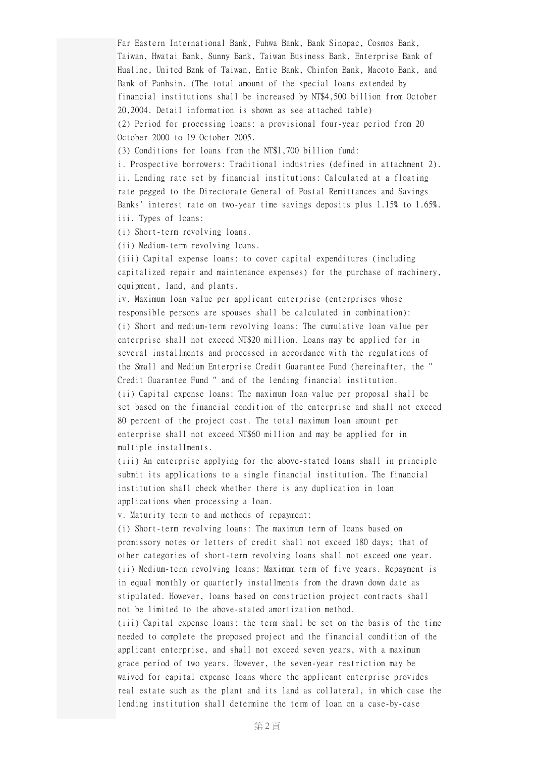Far Eastern International Bank, Fuhwa Bank, Bank Sinopac, Cosmos Bank, Taiwan, Hwatai Bank, Sunny Bank, Taiwan Business Bank, Enterprise Bank of Hualine, United Bznk of Taiwan, Entie Bank, Chinfon Bank, Macoto Bank, and Bank of Panhsin. (The total amount of the special loans extended by financial institutions shall be increased by NT$4,500 billion from October 20,2004. Detail information is shown as see attached table)

(2) Period for processing loans: a provisional four-year period from 20 October 2000 to 19 October 2005.

(3) Conditions for loans from the NT$1,700 billion fund:

i. Prospective borrowers: Traditional industries (defined in attachment 2).

ii. Lending rate set by financial institutions: Calculated at a floating rate pegged to the Directorate General of Postal Remittances and Savings Banks' interest rate on two-year time savings deposits plus 1.15% to 1.65%.

iii. Types of loans:

(i) Short-term revolving loans.

(ii) Medium-term revolving loans.

(iii) Capital expense loans: to cover capital expenditures (including capitalized repair and maintenance expenses) for the purchase of machinery, equipment, land, and plants.

iv. Maximum loan value per applicant enterprise (enterprises whose responsible persons are spouses shall be calculated in combination):

(i) Short and medium-term revolving loans: The cumulative loan value per enterprise shall not exceed NT$20 million. Loans may be applied for in several installments and processed in accordance with the regulations of the Small and Medium Enterprise Credit Guarantee Fund (hereinafter, the " Credit Guarantee Fund " and of the lending financial institution.

(ii) Capital expense loans: The maximum loan value per proposal shall be set based on the financial condition of the enterprise and shall not exceed 80 percent of the project cost. The total maximum loan amount per enterprise shall not exceed NT$60 million and may be applied for in multiple installments.

(iii) An enterprise applying for the above-stated loans shall in principle submit its applications to a single financial institution. The financial institution shall check whether there is any duplication in loan applications when processing a loan.

v. Maturity term to and methods of repayment:

(i) Short-term revolving loans: The maximum term of loans based on promissory notes or letters of credit shall not exceed 180 days; that of other categories of short-term revolving loans shall not exceed one year.

(ii) Medium-term revolving loans: Maximum term of five years. Repayment is in equal monthly or quarterly installments from the drawn down date as stipulated. However, loans based on construction project contracts shall not be limited to the above-stated amortization method.

(iii) Capital expense loans: the term shall be set on the basis of the time needed to complete the proposed project and the financial condition of the applicant enterprise, and shall not exceed seven years, with a maximum grace period of two years. However, the seven-year restriction may be waived for capital expense loans where the applicant enterprise provides real estate such as the plant and its land as collateral, in which case the lending institution shall determine the term of loan on a case-by-case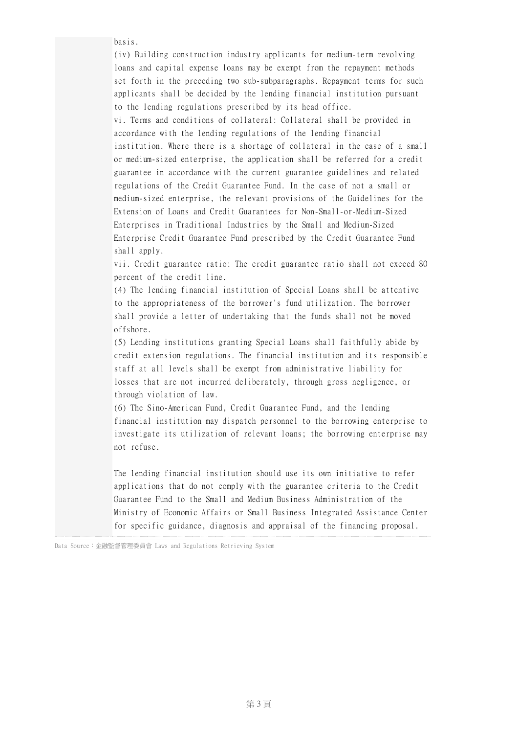basis.

(iv) Building construction industry applicants for medium-term revolving loans and capital expense loans may be exempt from the repayment methods set forth in the preceding two sub-subparagraphs. Repayment terms for such applicants shall be decided by the lending financial institution pursuant to the lending regulations prescribed by its head office.

vi. Terms and conditions of collateral: Collateral shall be provided in accordance with the lending regulations of the lending financial institution. Where there is a shortage of collateral in the case of a small or medium-sized enterprise, the application shall be referred for a credit guarantee in accordance with the current guarantee guidelines and related regulations of the Credit Guarantee Fund. In the case of not a small or medium-sized enterprise, the relevant provisions of the Guidelines for the Extension of Loans and Credit Guarantees for Non-Small-or-Medium-Sized Enterprises in Traditional Industries by the Small and Medium-Sized Enterprise Credit Guarantee Fund prescribed by the Credit Guarantee Fund shall apply.

vii. Credit guarantee ratio: The credit guarantee ratio shall not exceed 80 percent of the credit line.

(4) The lending financial institution of Special Loans shall be attentive to the appropriateness of the borrower's fund utilization. The borrower shall provide a letter of undertaking that the funds shall not be moved offshore.

(5) Lending institutions granting Special Loans shall faithfully abide by credit extension regulations. The financial institution and its responsible staff at all levels shall be exempt from administrative liability for losses that are not incurred deliberately, through gross negligence, or through violation of law.

(6) The Sino-American Fund, Credit Guarantee Fund, and the lending financial institution may dispatch personnel to the borrowing enterprise to investigate its utilization of relevant loans; the borrowing enterprise may not refuse.

The lending financial institution should use its own initiative to refer applications that do not comply with the guarantee criteria to the Credit Guarantee Fund to the Small and Medium Business Administration of the Ministry of Economic Affairs or Small Business Integrated Assistance Center for specific guidance, diagnosis and appraisal of the financing proposal.

Data Source：金融監督管理委員會 Laws and Regulations Retrieving System